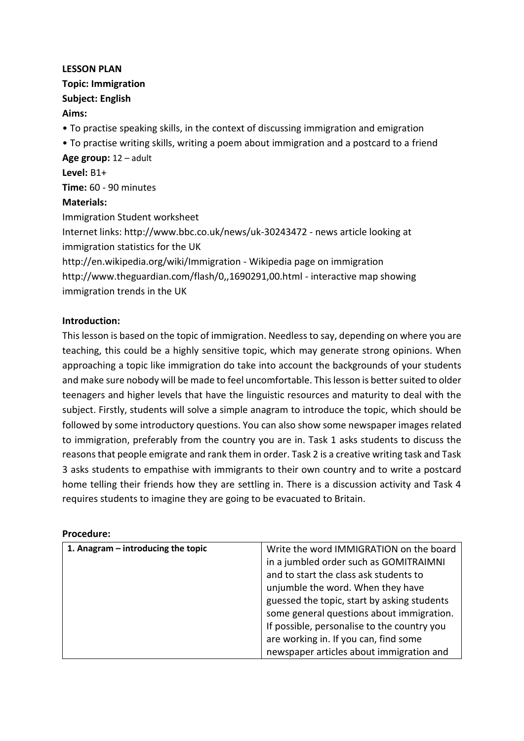**LESSON PLAN**

**Topic: Immigration**

**Subject: English**

**Aims:**

- To practise speaking skills, in the context of discussing immigration and emigration
- To practise writing skills, writing a poem about immigration and a postcard to a friend

**Age group:** 12 – adult

**Level:** B1+

**Time:** 60 - 90 minutes

**Materials:**

Immigration Student worksheet

Internet links: http://www.bbc.co.uk/news/uk-30243472 - news article looking at immigration statistics for the UK

http://en.wikipedia.org/wiki/Immigration - Wikipedia page on immigration

http://www.theguardian.com/flash/0,,1690291,00.html - interactive map showing immigration trends in the UK

**Introduction:**

This lesson is based on the topic of immigration. Needless to say, depending on where you are teaching, this could be a highly sensitive topic, which may generate strong opinions. When approaching a topic like immigration do take into account the backgrounds of your students and make sure nobody will be made to feel uncomfortable. This lesson is better suited to older teenagers and higher levels that have the linguistic resources and maturity to deal with the subject. Firstly, students will solve a simple anagram to introduce the topic, which should be followed by some introductory questions. You can also show some newspaper images related to immigration, preferably from the country you are in. Task 1 asks students to discuss the reasons that people emigrate and rank them in order. Task 2 is a creative writing task and Task 3 asks students to empathise with immigrants to their own country and to write a postcard home telling their friends how they are settling in. There is a discussion activity and Task 4 requires students to imagine they are going to be evacuated to Britain.

**Procedure:**

| | |
|---|---|
| **1. Anagram – introducing the topic** | Write the word IMMIGRATION on the board in a jumbled order such as GOMITRAIMNI and to start the class ask students to unjumble the word. When they have guessed the topic, start by asking students some general questions about immigration. If possible, personalise to the country you are working in. If you can, find some newspaper articles about immigration and |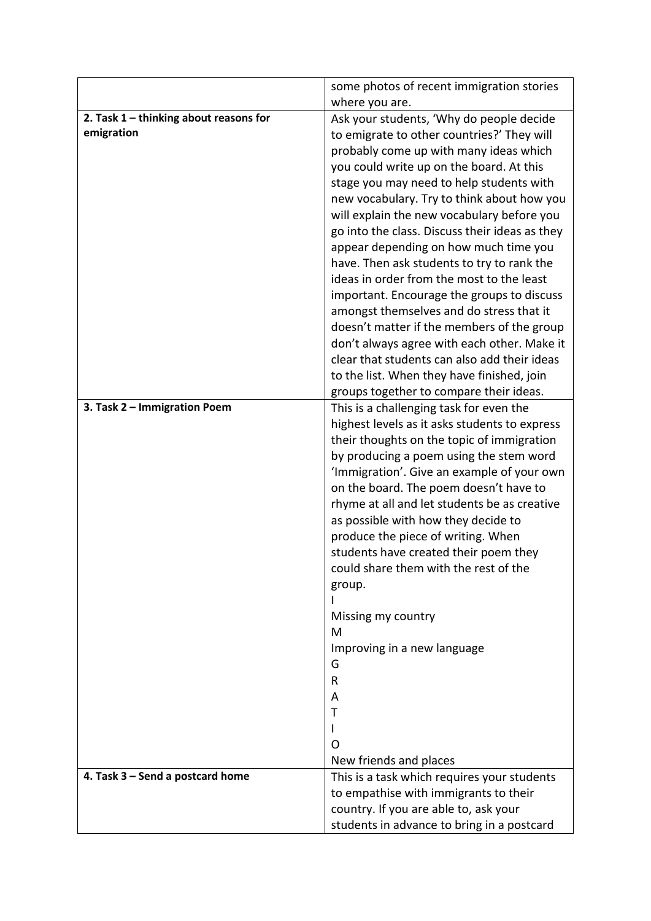| | |
|---|---|
| | some photos of recent immigration stories where you are. |
| **2. Task 1 – thinking about reasons for emigration** | Ask your students, 'Why do people decide to emigrate to other countries?' They will probably come up with many ideas which you could write up on the board. At this stage you may need to help students with new vocabulary. Try to think about how you will explain the new vocabulary before you go into the class. Discuss their ideas as they appear depending on how much time you have. Then ask students to try to rank the ideas in order from the most to the least important. Encourage the groups to discuss amongst themselves and do stress that it doesn't matter if the members of the group don't always agree with each other. Make it clear that students can also add their ideas to the list. When they have finished, join groups together to compare their ideas. |
| **3. Task 2 – Immigration Poem** | This is a challenging task for even the highest levels as it asks students to express their thoughts on the topic of immigration by producing a poem using the stem word 'Immigration'. Give an example of your own on the board. The poem doesn't have to rhyme at all and let students be as creative as possible with how they decide to produce the piece of writing. When students have created their poem they could share them with the rest of the group.<br>I<br>Missing my country<br>M<br>Improving in a new language<br>G<br>R<br>A<br>T<br>I<br>O<br>New friends and places |
| **4. Task 3 – Send a postcard home** | This is a task which requires your students to empathise with immigrants to their country. If you are able to, ask your students in advance to bring in a postcard |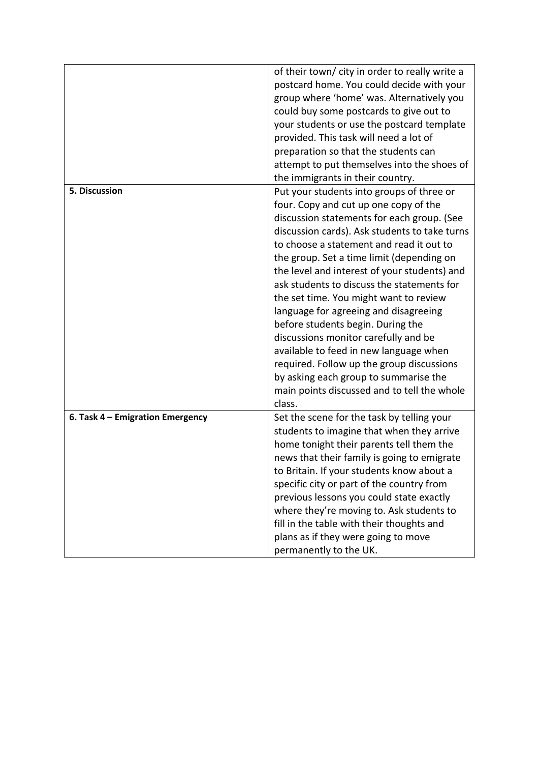| | |
|---|---|
| | of their town/ city in order to really write a postcard home. You could decide with your group where 'home' was. Alternatively you could buy some postcards to give out to your students or use the postcard template provided. This task will need a lot of preparation so that the students can attempt to put themselves into the shoes of the immigrants in their country. |
| **5. Discussion** | Put your students into groups of three or four. Copy and cut up one copy of the discussion statements for each group. (See discussion cards). Ask students to take turns to choose a statement and read it out to the group. Set a time limit (depending on the level and interest of your students) and ask students to discuss the statements for the set time. You might want to review language for agreeing and disagreeing before students begin. During the discussions monitor carefully and be available to feed in new language when required. Follow up the group discussions by asking each group to summarise the main points discussed and to tell the whole class. |
| **6. Task 4 – Emigration Emergency** | Set the scene for the task by telling your students to imagine that when they arrive home tonight their parents tell them the news that their family is going to emigrate to Britain. If your students know about a specific city or part of the country from previous lessons you could state exactly where they're moving to. Ask students to fill in the table with their thoughts and plans as if they were going to move permanently to the UK. |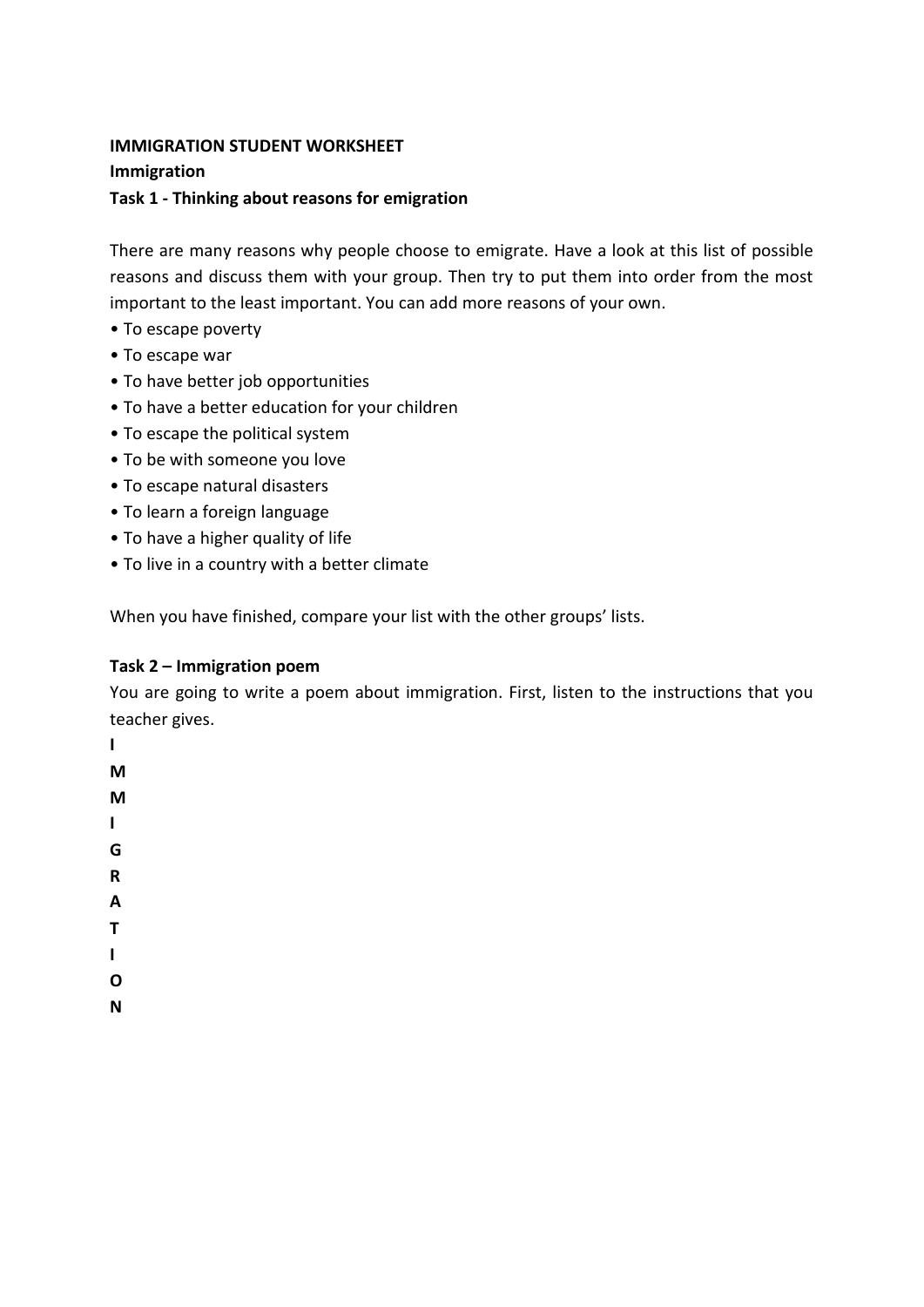**IMMIGRATION STUDENT WORKSHEET**

**Immigration**

**Task 1 - Thinking about reasons for emigration**

There are many reasons why people choose to emigrate. Have a look at this list of possible reasons and discuss them with your group. Then try to put them into order from the most important to the least important. You can add more reasons of your own.

- To escape poverty
- To escape war
- To have better job opportunities
- To have a better education for your children
- To escape the political system
- To be with someone you love
- To escape natural disasters
- To learn a foreign language
- To have a higher quality of life
- To live in a country with a better climate

When you have finished, compare your list with the other groups' lists.

**Task 2 – Immigration poem**

You are going to write a poem about immigration. First, listen to the instructions that you teacher gives.

**I**
**M**
**M**
**I**
**G**
**R**
**A**
**T**
**I**
**O**
**N**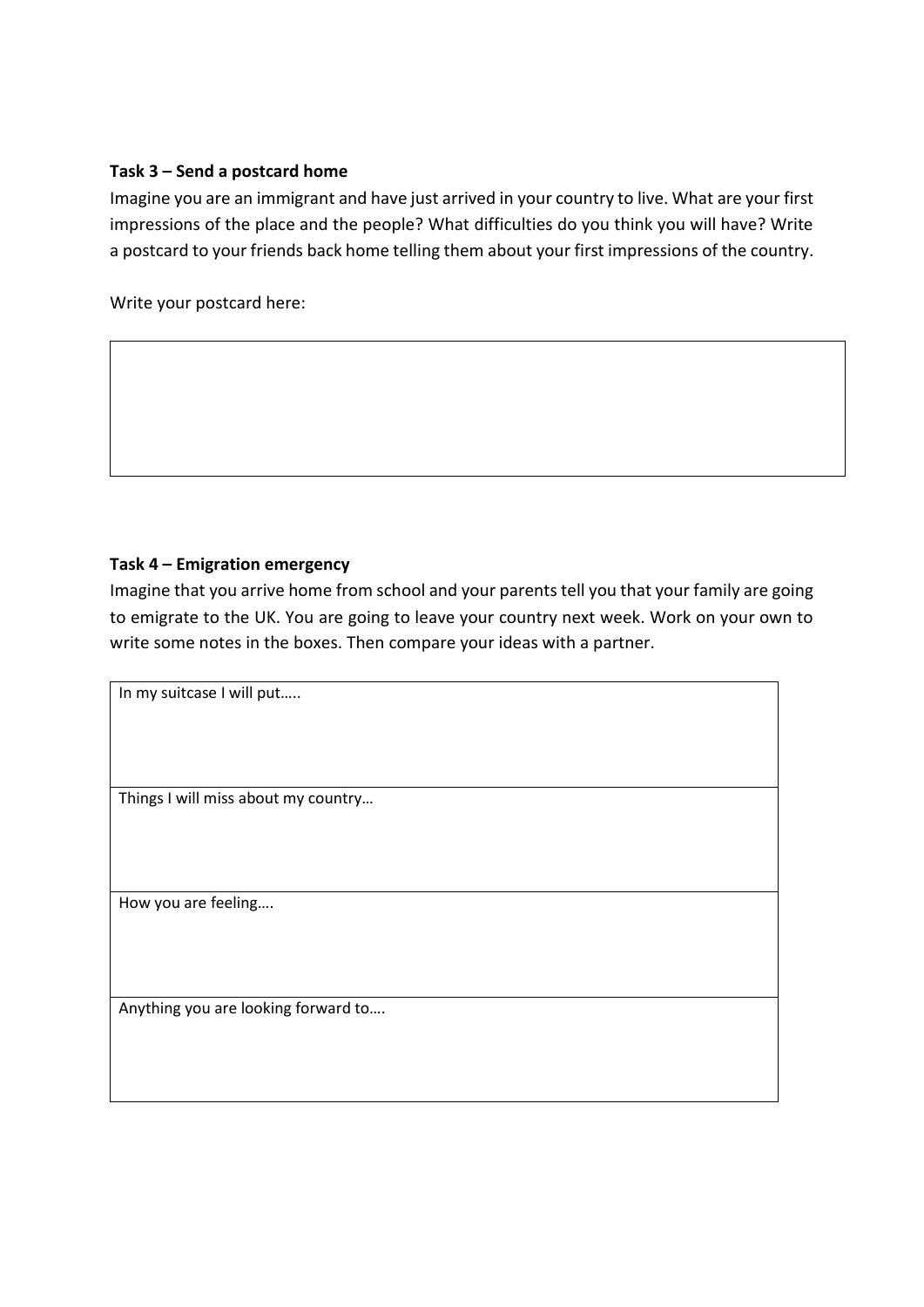**Task 3 – Send a postcard home**

Imagine you are an immigrant and have just arrived in your country to live. What are your first impressions of the place and the people? What difficulties do you think you will have? Write a postcard to your friends back home telling them about your first impressions of the country.

Write your postcard here:

| |
|---|
| |

**Task 4 – Emigration emergency**

Imagine that you arrive home from school and your parents tell you that your family are going to emigrate to the UK. You are going to leave your country next week. Work on your own to write some notes in the boxes. Then compare your ideas with a partner.

| |
|---|
| In my suitcase I will put….. |
| Things I will miss about my country… |
| How you are feeling…. |
| Anything you are looking forward to…. |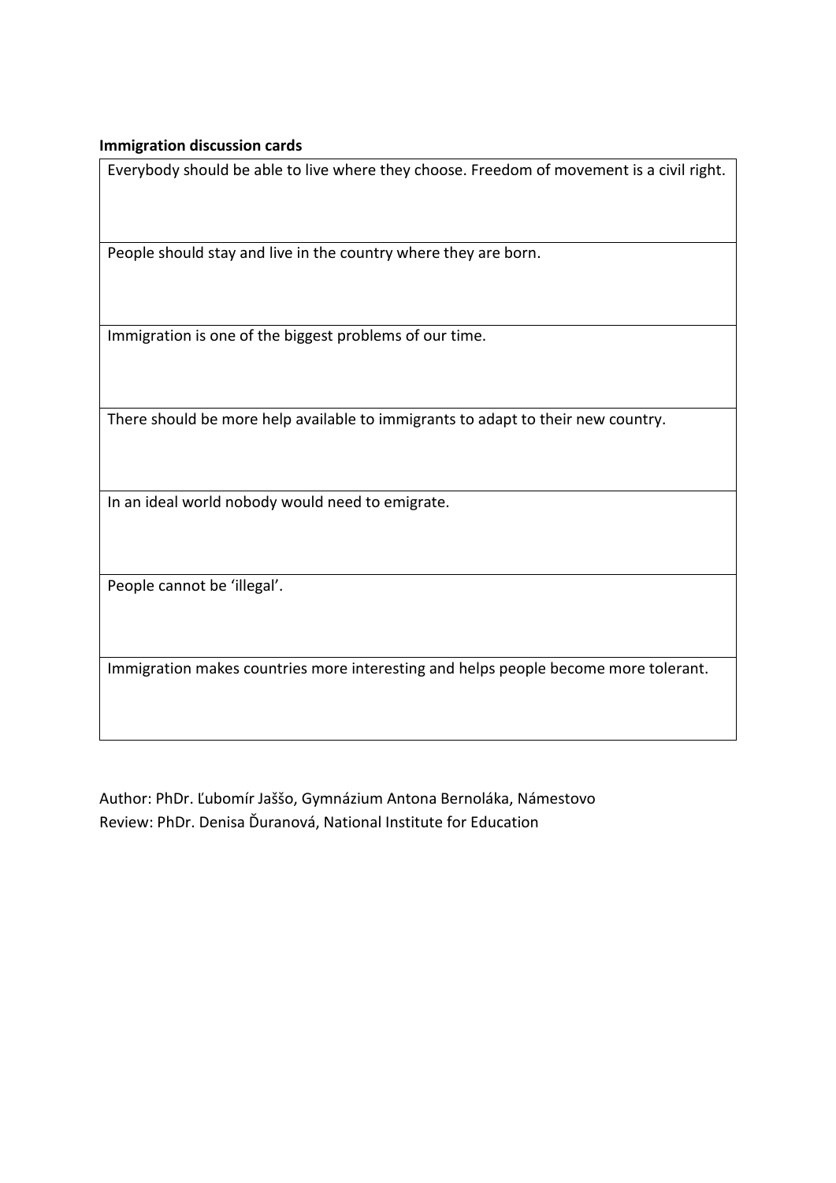**Immigration discussion cards**

| |
|---|
| Everybody should be able to live where they choose. Freedom of movement is a civil right. |
| People should stay and live in the country where they are born. |
| Immigration is one of the biggest problems of our time. |
| There should be more help available to immigrants to adapt to their new country. |
| In an ideal world nobody would need to emigrate. |
| People cannot be 'illegal'. |
| Immigration makes countries more interesting and helps people become more tolerant. |

Author: PhDr. Ľubomír Jaššo, Gymnázium Antona Bernoláka, Námestovo
Review: PhDr. Denisa Ďuranová, National Institute for Education